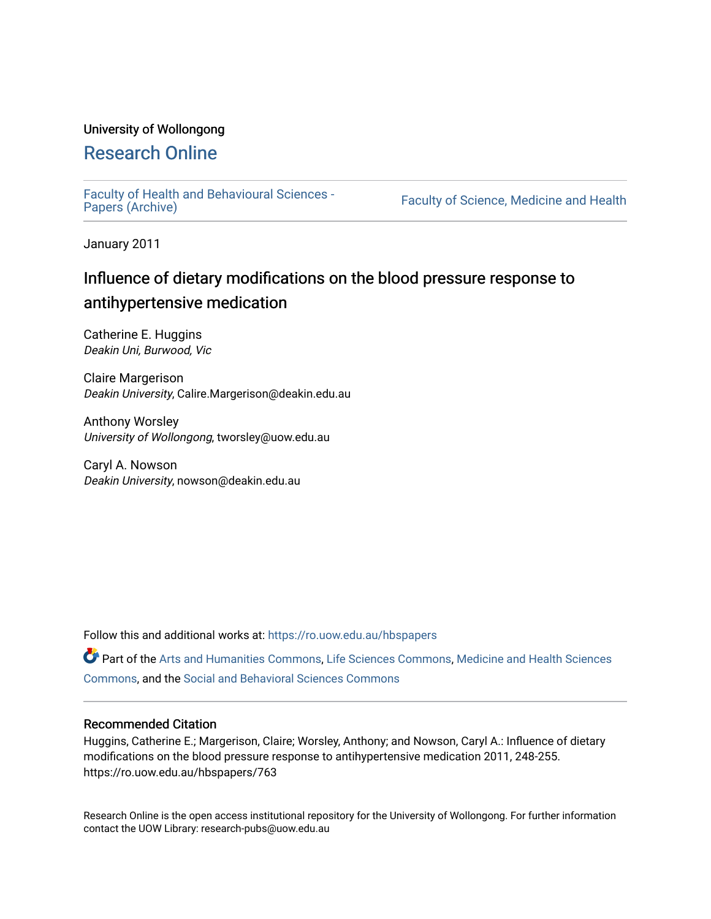University of Wollongong

# Research Online

Faculty of Health and Behavioural Sciences - Papers (Archive) | Faculty of Science, Medicine and Health

January 2011

## Influence of dietary modifications on the blood pressure response to antihypertensive medication

Catherine E. Huggins
*Deakin Uni, Burwood, Vic*

Claire Margerison
*Deakin University*, Calire.Margerison@deakin.edu.au

Anthony Worsley
*University of Wollongong*, tworsley@uow.edu.au

Caryl A. Nowson
*Deakin University*, nowson@deakin.edu.au

Follow this and additional works at: https://ro.uow.edu.au/hbspapers

Part of the Arts and Humanities Commons, Life Sciences Commons, Medicine and Health Sciences Commons, and the Social and Behavioral Sciences Commons

### Recommended Citation

Huggins, Catherine E.; Margerison, Claire; Worsley, Anthony; and Nowson, Caryl A.: Influence of dietary modifications on the blood pressure response to antihypertensive medication 2011, 248-255.
https://ro.uow.edu.au/hbspapers/763

Research Online is the open access institutional repository for the University of Wollongong. For further information contact the UOW Library: research-pubs@uow.edu.au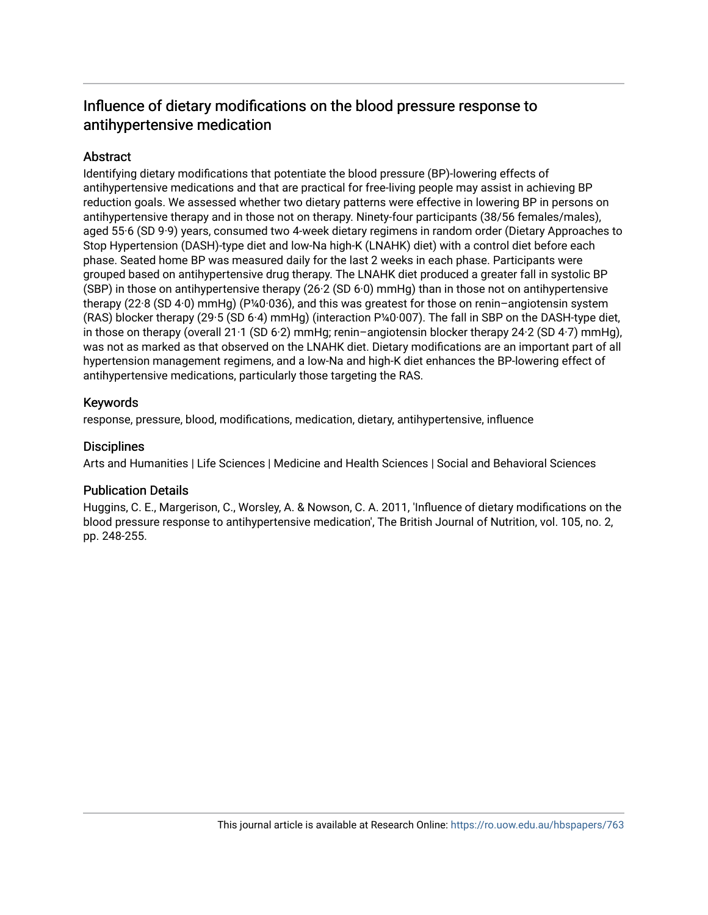# Influence of dietary modifications on the blood pressure response to antihypertensive medication

## Abstract

Identifying dietary modifications that potentiate the blood pressure (BP)-lowering effects of antihypertensive medications and that are practical for free-living people may assist in achieving BP reduction goals. We assessed whether two dietary patterns were effective in lowering BP in persons on antihypertensive therapy and in those not on therapy. Ninety-four participants (38/56 females/males), aged 55·6 (SD 9·9) years, consumed two 4-week dietary regimens in random order (Dietary Approaches to Stop Hypertension (DASH)-type diet and low-Na high-K (LNAHK) diet) with a control diet before each phase. Seated home BP was measured daily for the last 2 weeks in each phase. Participants were grouped based on antihypertensive drug therapy. The LNAHK diet produced a greater fall in systolic BP (SBP) in those on antihypertensive therapy (26·2 (SD 6·0) mmHg) than in those not on antihypertensive therapy (22·8 (SD 4·0) mmHg) (P¼0·036), and this was greatest for those on renin–angiotensin system (RAS) blocker therapy (29·5 (SD 6·4) mmHg) (interaction P¼0·007). The fall in SBP on the DASH-type diet, in those on therapy (overall 21·1 (SD 6·2) mmHg; renin–angiotensin blocker therapy 24·2 (SD 4·7) mmHg), was not as marked as that observed on the LNAHK diet. Dietary modifications are an important part of all hypertension management regimens, and a low-Na and high-K diet enhances the BP-lowering effect of antihypertensive medications, particularly those targeting the RAS.

## Keywords

response, pressure, blood, modifications, medication, dietary, antihypertensive, influence

## Disciplines

Arts and Humanities | Life Sciences | Medicine and Health Sciences | Social and Behavioral Sciences

## Publication Details

Huggins, C. E., Margerison, C., Worsley, A. & Nowson, C. A. 2011, 'Influence of dietary modifications on the blood pressure response to antihypertensive medication', The British Journal of Nutrition, vol. 105, no. 2, pp. 248-255.

This journal article is available at Research Online: https://ro.uow.edu.au/hbspapers/763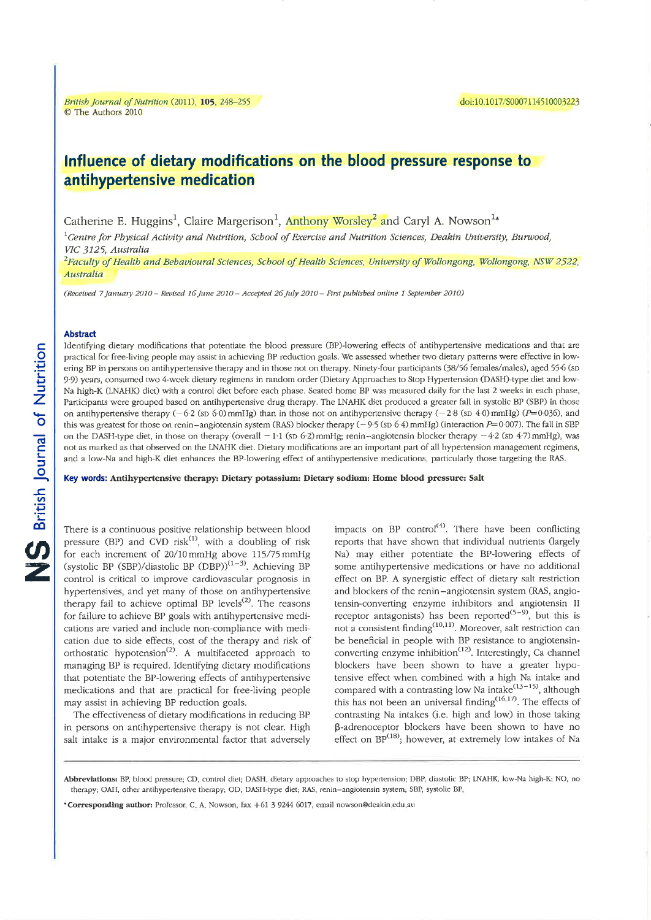# Influence of dietary modifications on the blood pressure response to antihypertensive medication

Catherine E. Huggins[1], Claire Margerison[1], Anthony Worsley[2] and Caryl A. Nowson[1]*

[1]*Centre for Physical Activity and Nutrition, School of Exercise and Nutrition Sciences, Deakin University, Burwood, VIC 3125, Australia*

[2]*Faculty of Health and Behavioural Sciences, School of Health Sciences, University of Wollongong, Wollongong, NSW 2522, Australia*

*(Received 7 January 2010 – Revised 16 June 2010 – Accepted 26 July 2010 – First published online 1 September 2010)*

## Abstract

Identifying dietary modifications that potentiate the blood pressure (BP)-lowering effects of antihypertensive medications and that are practical for free-living people may assist in achieving BP reduction goals. We assessed whether two dietary patterns were effective in lowering BP in persons on antihypertensive therapy and in those not on therapy. Ninety-four participants (38/56 females/males), aged 55·6 (SD 9·9) years, consumed two 4-week dietary regimens in random order (Dietary Approaches to Stop Hypertension (DASH)-type diet and low-Na high-K (LNAHK) diet) with a control diet before each phase. Seated home BP was measured daily for the last 2 weeks in each phase. Participants were grouped based on antihypertensive drug therapy. The LNAHK diet produced a greater fall in systolic BP (SBP) in those on antihypertensive therapy (−6·2 (SD 6·0) mmHg) than in those not on antihypertensive therapy (−2·8 (SD 4·0) mmHg) ($P$=0·036), and this was greatest for those on renin–angiotensin system (RAS) blocker therapy (−9·5 (SD 6·4) mmHg) (interaction $P$=0·007). The fall in SBP on the DASH-type diet, in those on therapy (overall −1·1 (SD 6·2) mmHg; renin–angiotensin blocker therapy −4·2 (SD 4·7) mmHg), was not as marked as that observed on the LNAHK diet. Dietary modifications are an important part of all hypertension management regimens, and a low-Na and high-K diet enhances the BP-lowering effect of antihypertensive medications, particularly those targeting the RAS.

**Key words: Antihypertensive therapy: Dietary potassium: Dietary sodium: Home blood pressure: Salt**

There is a continuous positive relationship between blood pressure (BP) and CVD risk[1], with a doubling of risk for each increment of 20/10 mmHg above 115/75 mmHg (systolic BP (SBP)/diastolic BP (DBP))[1–3]. Achieving BP control is critical to improve cardiovascular prognosis in hypertensives, and yet many of those on antihypertensive therapy fail to achieve optimal BP levels[2]. The reasons for failure to achieve BP goals with antihypertensive medications are varied and include non-compliance with medication due to side effects, cost of the therapy and risk of orthostatic hypotension[2]. A multifaceted approach to managing BP is required. Identifying dietary modifications that potentiate the BP-lowering effects of antihypertensive medications and that are practical for free-living people may assist in achieving BP reduction goals.

The effectiveness of dietary modifications in reducing BP in persons on antihypertensive therapy is not clear. High salt intake is a major environmental factor that adversely impacts on BP control[4]. There have been conflicting reports that have shown that individual nutrients (largely Na) may either potentiate the BP-lowering effects of some antihypertensive medications or have no additional effect on BP. A synergistic effect of dietary salt restriction and blockers of the renin–angiotensin system (RAS, angiotensin-converting enzyme inhibitors and angiotensin II receptor antagonists) has been reported[5–9], but this is not a consistent finding[10,11]. Moreover, salt restriction can be beneficial in people with BP resistance to angiotensin-converting enzyme inhibition[12]. Interestingly, Ca channel blockers have been shown to have a greater hypotensive effect when combined with a high Na intake and compared with a contrasting low Na intake[13–15], although this has not been an universal finding[16,17]. The effects of contrasting Na intakes (i.e. high and low) in those taking β-adrenoceptor blockers have been shown to have no effect on BP[18]; however, at extremely low intakes of Na

---

**Abbreviations:** BP, blood pressure; CD, control diet; DASH, dietary approaches to stop hypertension; DBP, diastolic BP; LNAHK, low-Na high-K; NO, no therapy; OAH, other antihypertensive therapy; OD, DASH-type diet; RAS, renin–angiotensin system; SBP, systolic BP.

***Corresponding author:** Professor, C. A. Nowson, fax +61 3 9244 6017, email nowson@deakin.edu.au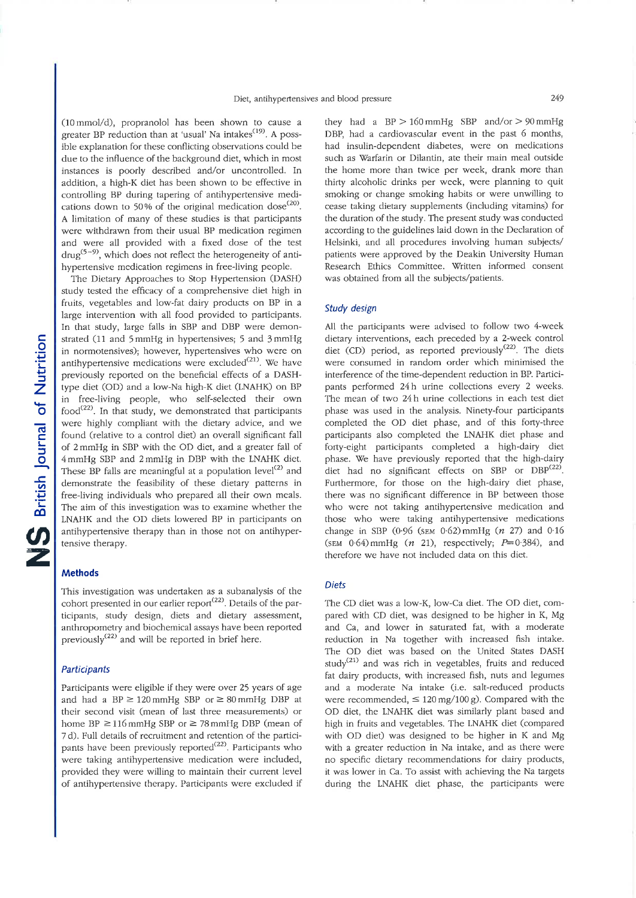(10 mmol/d), propranolol has been shown to cause a greater BP reduction than at 'usual' Na intakes[19]. A possible explanation for these conflicting observations could be due to the influence of the background diet, which in most instances is poorly described and/or uncontrolled. In addition, a high-K diet has been shown to be effective in controlling BP during tapering of antihypertensive medications down to 50 % of the original medication dose[20]. A limitation of many of these studies is that participants were withdrawn from their usual BP medication regimen and were all provided with a fixed dose of the test drug[5–9], which does not reflect the heterogeneity of antihypertensive medication regimens in free-living people.

The Dietary Approaches to Stop Hypertension (DASH) study tested the efficacy of a comprehensive diet high in fruits, vegetables and low-fat dairy products on BP in a large intervention with all food provided to participants. In that study, large falls in SBP and DBP were demonstrated (11 and 5 mmHg in hypertensives; 5 and 3 mmHg in normotensives); however, hypertensives who were on antihypertensive medications were excluded[21]. We have previously reported on the beneficial effects of a DASH-type diet (OD) and a low-Na high-K diet (LNAHK) on BP in free-living people, who self-selected their own food[22]. In that study, we demonstrated that participants were highly compliant with the dietary advice, and we found (relative to a control diet) an overall significant fall of 2 mmHg in SBP with the OD diet, and a greater fall of 4 mmHg SBP and 2 mmHg in DBP with the LNAHK diet. These BP falls are meaningful at a population level[2] and demonstrate the feasibility of these dietary patterns in free-living individuals who prepared all their own meals. The aim of this investigation was to examine whether the LNAHK and the OD diets lowered BP in participants on antihypertensive therapy than in those not on antihypertensive therapy.

## Methods

This investigation was undertaken as a subanalysis of the cohort presented in our earlier report[22]. Details of the participants, study design, diets and dietary assessment, anthropometry and biochemical assays have been reported previously[22] and will be reported in brief here.

### *Participants*

Participants were eligible if they were over 25 years of age and had a BP $\geq$ 120 mmHg SBP or $\geq$ 80 mmHg DBP at their second visit (mean of last three measurements) or home BP $\geq$ 116 mmHg SBP or $\geq$ 78 mmHg DBP (mean of 7 d). Full details of recruitment and retention of the participants have been previously reported[22]. Participants who were taking antihypertensive medication were included, provided they were willing to maintain their current level of antihypertensive therapy. Participants were excluded if they had a BP > 160 mmHg SBP and/or > 90 mmHg DBP, had a cardiovascular event in the past 6 months, had insulin-dependent diabetes, were on medications such as Warfarin or Dilantin, ate their main meal outside the home more than twice per week, drank more than thirty alcoholic drinks per week, were planning to quit smoking or change smoking habits or were unwilling to cease taking dietary supplements (including vitamins) for the duration of the study. The present study was conducted according to the guidelines laid down in the Declaration of Helsinki, and all procedures involving human subjects/patients were approved by the Deakin University Human Research Ethics Committee. Written informed consent was obtained from all the subjects/patients.

### *Study design*

All the participants were advised to follow two 4-week dietary interventions, each preceded by a 2-week control diet (CD) period, as reported previously[22]. The diets were consumed in random order which minimised the interference of the time-dependent reduction in BP. Participants performed 24 h urine collections every 2 weeks. The mean of two 24 h urine collections in each test diet phase was used in the analysis. Ninety-four participants completed the OD diet phase, and of this forty-three participants also completed the LNAHK diet phase and forty-eight participants completed a high-dairy diet phase. We have previously reported that the high-dairy diet had no significant effects on SBP or DBP[22]. Furthermore, for those on the high-dairy diet phase, there was no significant difference in BP between those who were not taking antihypertensive medication and those who were taking antihypertensive medications change in SBP (0·96 (SEM 0·62) mmHg ($n$ 27) and 0·16 (SEM 0·64) mmHg ($n$ 21), respectively; $P$=0·384), and therefore we have not included data on this diet.

### *Diets*

The CD diet was a low-K, low-Ca diet. The OD diet, compared with CD diet, was designed to be higher in K, Mg and Ca, and lower in saturated fat, with a moderate reduction in Na together with increased fish intake. The OD diet was based on the United States DASH study[21] and was rich in vegetables, fruits and reduced fat dairy products, with increased fish, nuts and legumes and a moderate Na intake (i.e. salt-reduced products were recommended, $\leq$ 120 mg/100 g). Compared with the OD diet, the LNAHK diet was similarly plant based and high in fruits and vegetables. The LNAHK diet (compared with OD diet) was designed to be higher in K and Mg with a greater reduction in Na intake, and as there were no specific dietary recommendations for dairy products, it was lower in Ca. To assist with achieving the Na targets during the LNAHK diet phase, the participants were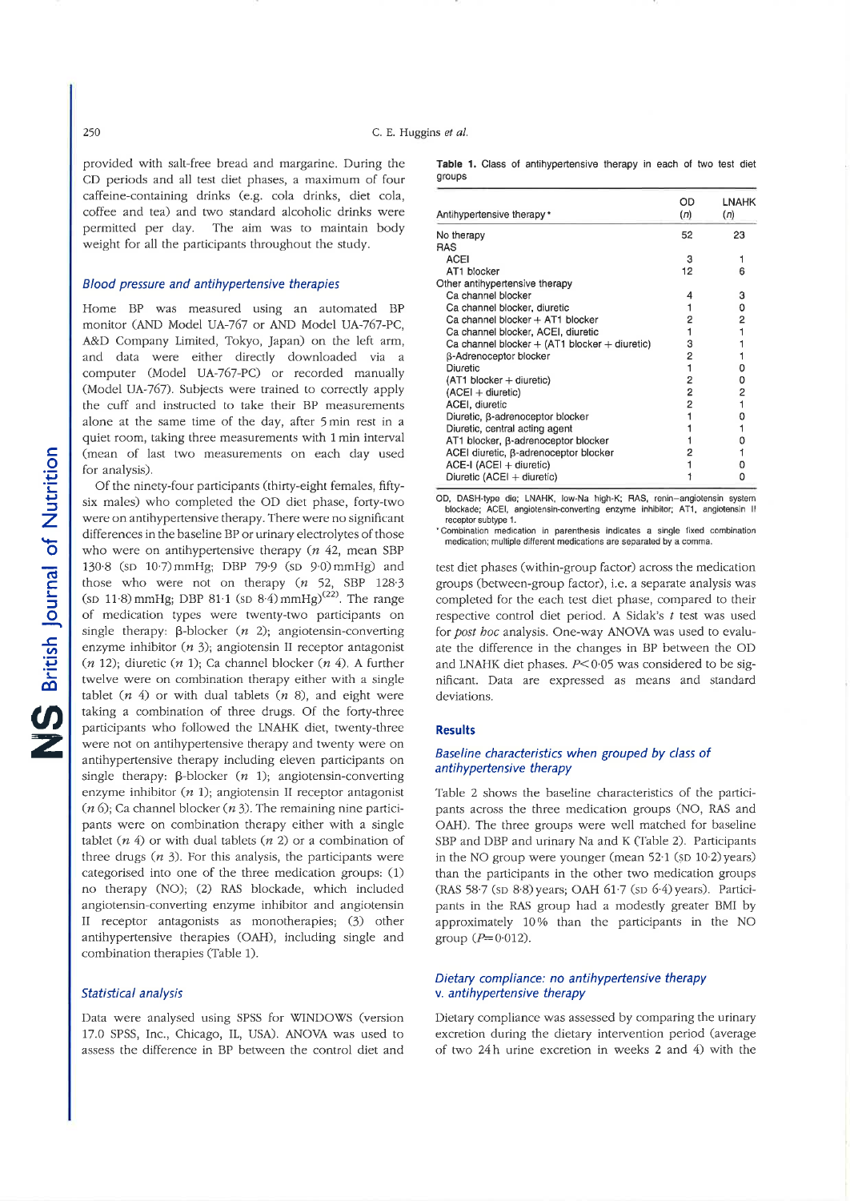provided with salt-free bread and margarine. During the CD periods and all test diet phases, a maximum of four caffeine-containing drinks (e.g. cola drinks, diet cola, coffee and tea) and two standard alcoholic drinks were permitted per day. The aim was to maintain body weight for all the participants throughout the study.

### *Blood pressure and antihypertensive therapies*

Home BP was measured using an automated BP monitor (AND Model UA-767 or AND Model UA-767-PC, A&D Company Limited, Tokyo, Japan) on the left arm, and data were either directly downloaded via a computer (Model UA-767-PC) or recorded manually (Model UA-767). Subjects were trained to correctly apply the cuff and instructed to take their BP measurements alone at the same time of the day, after 5 min rest in a quiet room, taking three measurements with 1 min interval (mean of last two measurements on each day used for analysis).

Of the ninety-four participants (thirty-eight females, fifty-six males) who completed the OD diet phase, forty-two were on antihypertensive therapy. There were no significant differences in the baseline BP or urinary electrolytes of those who were on antihypertensive therapy (*n* 42, mean SBP 130·8 (SD 10·7) mmHg; DBP 79·9 (SD 9·0) mmHg) and those who were not on therapy (*n* 52, SBP 128·3 (SD 11·8) mmHg; DBP 81·1 (SD 8·4) mmHg)[22]. The range of medication types were twenty-two participants on single therapy: β-blocker (*n* 2); angiotensin-converting enzyme inhibitor (*n* 3); angiotensin II receptor antagonist (*n* 12); diuretic (*n* 1); Ca channel blocker (*n* 4). A further twelve were on combination therapy either with a single tablet (*n* 4) or with dual tablets (*n* 8), and eight were taking a combination of three drugs. Of the forty-three participants who followed the LNAHK diet, twenty-three were not on antihypertensive therapy and twenty were on antihypertensive therapy including eleven participants on single therapy: β-blocker (*n* 1); angiotensin-converting enzyme inhibitor (*n* 1); angiotensin II receptor antagonist (*n* 6); Ca channel blocker (*n* 3). The remaining nine participants were on combination therapy either with a single tablet (*n* 4) or with dual tablets (*n* 2) or a combination of three drugs (*n* 3). For this analysis, the participants were categorised into one of the three medication groups: (1) no therapy (NO); (2) RAS blockade, which included angiotensin-converting enzyme inhibitor and angiotensin II receptor antagonists as monotherapies; (3) other antihypertensive therapies (OAH), including single and combination therapies (Table 1).

**Table 1.** Class of antihypertensive therapy in each of two test diet groups

| Antihypertensive therapy* | OD (*n*) | LNAHK (*n*) |
|---|---|---|
| No therapy | 52 | 23 |
| RAS | | |
| ACEI | 3 | 1 |
| AT1 blocker | 12 | 6 |
| Other antihypertensive therapy | | |
| Ca channel blocker | 4 | 3 |
| Ca channel blocker, diuretic | 1 | 0 |
| Ca channel blocker + AT1 blocker | 2 | 2 |
| Ca channel blocker, ACEI, diuretic | 1 | 1 |
| Ca channel blocker + (AT1 blocker + diuretic) | 3 | 1 |
| β-Adrenoceptor blocker | 2 | 1 |
| Diuretic | 1 | 0 |
| (AT1 blocker + diuretic) | 2 | 0 |
| (ACEI + diuretic) | 2 | 2 |
| ACEI, diuretic | 2 | 1 |
| Diuretic, β-adrenoceptor blocker | 1 | 0 |
| Diuretic, central acting agent | 1 | 1 |
| AT1 blocker, β-adrenoceptor blocker | 1 | 0 |
| ACEI diuretic, β-adrenoceptor blocker | 2 | 1 |
| ACE-I (ACEI + diuretic) | 1 | 0 |
| Diuretic (ACEI + diuretic) | 1 | 0 |

OD, DASH-type die; LNAHK, low-Na high-K; RAS, renin–angiotensin system blockade; ACEI, angiotensin-converting enzyme inhibitor; AT1, angiotensin II receptor subtype 1.

\* Combination medication in parenthesis indicates a single fixed combination medication; multiple different medications are separated by a comma.

### *Statistical analysis*

Data were analysed using SPSS for WINDOWS (version 17.0 SPSS, Inc., Chicago, IL, USA). ANOVA was used to assess the difference in BP between the control diet and test diet phases (within-group factor) across the medication groups (between-group factor), i.e. a separate analysis was completed for the each test diet phase, compared to their respective control diet period. A Sidak's *t* test was used for *post hoc* analysis. One-way ANOVA was used to evaluate the difference in the changes in BP between the OD and LNAHK diet phases. $P<0·05$ was considered to be significant. Data are expressed as means and standard deviations.

## Results

### *Baseline characteristics when grouped by class of antihypertensive therapy*

Table 2 shows the baseline characteristics of the participants across the three medication groups (NO, RAS and OAH). The three groups were well matched for baseline SBP and DBP and urinary Na and K (Table 2). Participants in the NO group were younger (mean 52·1 (SD 10·2) years) than the participants in the other two medication groups (RAS 58·7 (SD 8·8) years; OAH 61·7 (SD 6·4) years). Participants in the RAS group had a modestly greater BMI by approximately 10 % than the participants in the NO group ($P=0·012$).

### *Dietary compliance: no antihypertensive therapy v. antihypertensive therapy*

Dietary compliance was assessed by comparing the urinary excretion during the dietary intervention period (average of two 24 h urine excretion in weeks 2 and 4) with the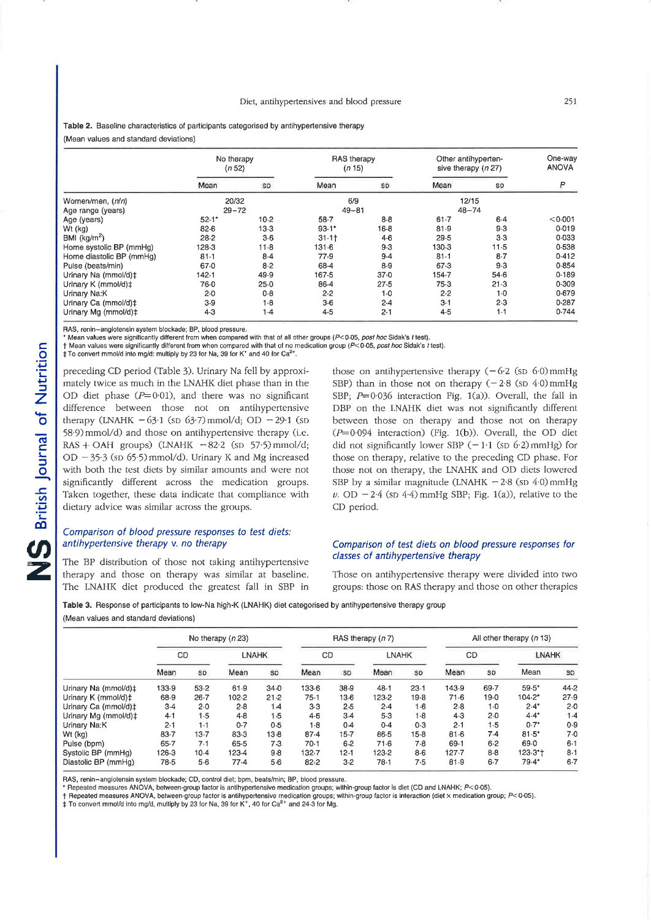**Table 2.** Baseline characteristics of participants categorised by antihypertensive therapy

(Mean values and standard deviations)

| | No therapy ($n$ 52) | | RAS therapy ($n$ 15) | | Other antihypertensive therapy ($n$ 27) | | One-way ANOVA |
|---|---|---|---|---|---|---|---|
| | Mean | SD | Mean | SD | Mean | SD | $P$ |
| Women/men, ($n/n$) | 20/32 | | 6/9 | | 12/15 | | |
| Age range (years) | 29–72 | | 49–81 | | 48–74 | | |
| Age (years) | 52·1* | 10·2 | 58·7 | 8·8 | 61·7 | 6·4 | <0·001 |
| Wt (kg) | 82·6 | 13·3 | 93·1* | 16·8 | 81·9 | 9·3 | 0·019 |
| BMI (kg/m$^2$) | 28·2 | 3·6 | 31·1† | 4·6 | 29·5 | 3·3 | 0·033 |
| Home systolic BP (mmHg) | 128·3 | 11·8 | 131·6 | 9·3 | 130·3 | 11·5 | 0·538 |
| Home diastolic BP (mmHg) | 81·1 | 8·4 | 77·9 | 9·4 | 81·1 | 8·7 | 0·412 |
| Pulse (beats/min) | 67·0 | 8·2 | 68·4 | 8·9 | 67·3 | 9·3 | 0·854 |
| Urinary Na (mmol/d)‡ | 142·1 | 49·9 | 167·5 | 37·0 | 154·7 | 54·6 | 0·189 |
| Urinary K (mmol/d)‡ | 76·0 | 25·0 | 86·4 | 27·5 | 75·3 | 21·3 | 0·309 |
| Urinary Na:K | 2·0 | 0·8 | 2·2 | 1·0 | 2·2 | 1·0 | 0·679 |
| Urinary Ca (mmol/d)‡ | 3·9 | 1·8 | 3·6 | 2·4 | 3·1 | 2·3 | 0·287 |
| Urinary Mg (mmol/d)‡ | 4·3 | 1·4 | 4·5 | 2·1 | 4·5 | 1·1 | 0·744 |

RAS, renin–angiotensin system blockade; BP, blood pressure.
\* Mean values were significantly different from when compared with that of all other groups ($P<0·05$, *post hoc* Sidak's $t$ test).
† Mean values were significantly different from when compared with that of no medication group ($P<0·05$, *post hoc* Sidak's $t$ test).
‡ To convert mmol/d into mg/d: multiply by 23 for Na, 39 for $K^+$ and 40 for $Ca^{2+}$.

preceding CD period (Table 3). Urinary Na fell by approximately twice as much in the LNAHK diet phase than in the OD diet phase ($P$=0·01), and there was no significant difference between those not on antihypertensive therapy (LNAHK −63·1 (SD 63·7) mmol/d; OD −29·1 (SD 58·9) mmol/d) and those on antihypertensive therapy (i.e. RAS + OAH groups) (LNAHK −82·2 (SD 57·5) mmol/d; OD −35·3 (SD 65·5) mmol/d). Urinary K and Mg increased with both the test diets by similar amounts and were not significantly different across the medication groups. Taken together, these data indicate that compliance with dietary advice was similar across the groups.

### *Comparison of blood pressure responses to test diets: antihypertensive therapy v. no therapy*

The BP distribution of those not taking antihypertensive therapy and those on therapy was similar at baseline. The LNAHK diet produced the greatest fall in SBP in those on antihypertensive therapy (−6·2 (SD 6·0) mmHg SBP) than in those not on therapy (−2·8 (SD 4·0) mmHg SBP; $P$=0·036 interaction Fig. 1(a)). Overall, the fall in DBP on the LNAHK diet was not significantly different between those on therapy and those not on therapy ($P$=0·094 interaction) (Fig. 1(b)). Overall, the OD diet did not significantly lower SBP (−1·1 (SD 6·2) mmHg) for those on therapy, relative to the preceding CD phase. For those not on therapy, the LNAHK and OD diets lowered SBP by a similar magnitude (LNAHK −2·8 (SD 4·0) mmHg *v.* OD −2·4 (SD 4·4) mmHg SBP; Fig. 1(a)), relative to the CD period.

### *Comparison of test diets on blood pressure responses for classes of antihypertensive therapy*

Those on antihypertensive therapy were divided into two groups: those on RAS therapy and those on other therapies

**Table 3.** Response of participants to low-Na high-K (LNAHK) diet categorised by antihypertensive therapy group

(Mean values and standard deviations)

| | No therapy ($n$ 23) | | | | RAS therapy ($n$ 7) | | | | All other therapy ($n$ 13) | | | |
|---|---|---|---|---|---|---|---|---|---|---|---|---|
| | CD | | LNAHK | | CD | | LNAHK | | CD | | LNAHK | |
| | Mean | SD | Mean | SD | Mean | SD | Mean | SD | Mean | SD | Mean | SD |
| Urinary Na (mmol/d)‡ | 133·9 | 53·2 | 61·9 | 34·0 | 133·6 | 38·9 | 48·1 | 23·1 | 143·9 | 69·7 | 59·5* | 44·2 |
| Urinary K (mmol/d)‡ | 68·9 | 26·7 | 102·2 | 21·2 | 75·1 | 13·6 | 123·2 | 19·8 | 71·6 | 19·0 | 104·2* | 27·9 |
| Urinary Ca (mmol/d)‡ | 3·4 | 2·0 | 2·8 | 1·4 | 3·3 | 2·5 | 2·4 | 1·6 | 2·8 | 1·0 | 2·4* | 2·0 |
| Urinary Mg (mmol/d)‡ | 4·1 | 1·5 | 4·8 | 1·5 | 4·6 | 3·4 | 5·3 | 1·8 | 4·3 | 2·0 | 4·4* | 1·4 |
| Urinary Na:K | 2·1 | 1·1 | 0·7 | 0·5 | 1·8 | 0·4 | 0·4 | 0·3 | 2·1 | 1·5 | 0·7* | 0·9 |
| Wt (kg) | 83·7 | 13·7 | 83·3 | 13·8 | 87·4 | 15·7 | 86·5 | 15·8 | 81·6 | 7·4 | 81·5* | 7·0 |
| Pulse (bpm) | 65·7 | 7·1 | 65·5 | 7·3 | 70·1 | 6·2 | 71·6 | 7·8 | 69·1 | 6·2 | 69·0 | 6·1 |
| Systolic BP (mmHg) | 126·3 | 10·4 | 123·4 | 9·8 | 132·7 | 12·1 | 123·2 | 8·6 | 127·7 | 8·8 | 123·3*† | 8·1 |
| Diastolic BP (mmHg) | 78·5 | 5·6 | 77·4 | 5·6 | 82·2 | 3·2 | 78·1 | 7·5 | 81·9 | 6·7 | 79·4* | 6·7 |

RAS, renin–angiotensin system blockade; CD, control diet; bpm, beats/min; BP, blood pressure.
\* Repeated measures ANOVA, between-group factor is antihypertensive medication groups; within-group factor is diet (CD and LNAHK; $P<0·05$).
† Repeated measures ANOVA, between-group factor is antihypertensive medication groups; within-group factor is interaction (diet × medication group; $P<0·05$).
‡ To convert mmol/d into mg/d, multiply by 23 for Na, 39 for $K^+$, 40 for $Ca^{2+}$ and 24·3 for Mg.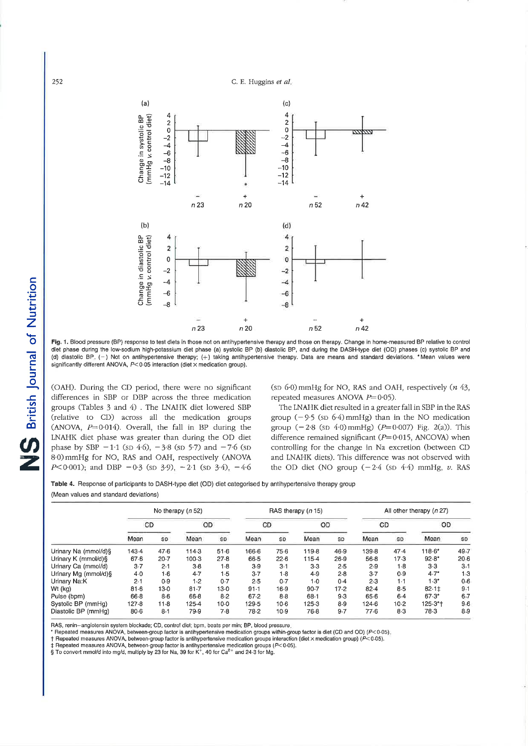**Fig. 1.** Blood pressure (BP) response to test diets in those not on antihypertensive therapy and those on therapy. Change in home-measured BP relative to control diet phase during the low-sodium high-potassium diet phase (a) systolic BP (b) diastolic BP, and during the DASH-type diet (OD) phases (c) systolic BP and (d) diastolic BP. (−) Not on antihypertensive therapy; (+) taking antihypertensive therapy. Data are means and standard deviations. * Mean values were significantly different ANOVA, $P<0.05$ interaction (diet × medication group).

(OAH). During the CD period, there were no significant differences in SBP or DBP across the three medication groups (Tables 3 and 4) . The LNAHK diet lowered SBP (relative to CD) across all the medication groups (ANOVA, $P=0.014$). Overall, the fall in BP during the LNAHK diet phase was greater than during the OD diet phase by SBP −1·1 (SD 4·6), −3·8 (SD 5·7) and −7·6 (SD 8·0) mmHg for NO, RAS and OAH, respectively (ANOVA $P<0.001$); and DBP −0·3 (SD 3·9), −2·1 (SD 3·4), −4·6 (SD 6·0) mmHg for NO, RAS and OAH, respectively (*n* 43, repeated measures ANOVA $P=0.05$).

The LNAHK diet resulted in a greater fall in SBP in the RAS group (−9·5 (SD 6·4) mmHg) than in the NO medication group (−2·8 (SD 4·0) mmHg) ($P=0.007$) Fig. 2(a)). This difference remained significant ($P=0.015$, ANCOVA) when controlling for the change in Na excretion (between CD and LNAHK diets). This difference was not observed with the OD diet (NO group (−2·4 (SD 4·4) mmHg, *v*. RAS

**Table 4.** Response of participants to DASH-type diet (OD) diet categorised by antihypertensive therapy group
(Mean values and standard deviations)

| | No therapy (*n* 52) | | | | RAS therapy (*n* 15) | | | | All other therapy (*n* 27) | | | |
|---|---|---|---|---|---|---|---|---|---|---|---|---|
| | CD | | OD | | CD | | OD | | CD | | OD | |
| | Mean | SD | Mean | SD | Mean | SD | Mean | SD | Mean | SD | Mean | SD |
| Urinary Na (mmol/d)§ | 143·4 | 47·6 | 114·3 | 51·6 | 166·6 | 75·6 | 119·8 | 46·9 | 139·8 | 47·4 | 118·6* | 49·7 |
| Urinary K (mmol/d)§ | 67·6 | 20·7 | 100·3 | 27·8 | 66·5 | 22·6 | 115·4 | 26·9 | 56·8 | 17·3 | 92·8* | 20·6 |
| Urinary Ca (mmol/d) | 3·7 | 2·1 | 3·8 | 1·8 | 3·9 | 3·1 | 3·3 | 2·5 | 2·9 | 1·8 | 3·3 | 3·1 |
| Urinary Mg (mmol/d)§ | 4·0 | 1·6 | 4·7 | 1·5 | 3·7 | 1·8 | 4·9 | 2·8 | 3·7 | 0·9 | 4·7* | 1·3 |
| Urinary Na:K | 2·1 | 0·9 | 1·2 | 0·7 | 2·5 | 0·7 | 1·0 | 0·4 | 2·3 | 1·1 | 1·3* | 0·6 |
| Wt (kg) | 81·6 | 13·0 | 81·7 | 13·0 | 91·1 | 16·9 | 90·7 | 17·2 | 82·4 | 8·5 | 82·1‡ | 9·1 |
| Pulse (bpm) | 66·8 | 8·6 | 66·8 | 8·2 | 67·2 | 8·8 | 68·1 | 9·3 | 65·6 | 6·4 | 67·3* | 6·7 |
| Systolic BP (mmHg) | 127·8 | 11·8 | 125·4 | 10·0 | 129·5 | 10·6 | 125·3 | 8·9 | 124·6 | 10·2 | 125·3*† | 9·6 |
| Diastolic BP (mmHg) | 80·6 | 8·1 | 79·9 | 7·8 | 78·2 | 10·9 | 76·8 | 9·7 | 77·6 | 8·3 | 78·3 | 8·9 |

RAS, renin–angiotensin system blockade; CD, control diet; bpm, beats per min; BP, blood pressure.
\* Repeated measures ANOVA, between-group factor is antihypertensive medication groups within-group factor is diet (CD and OD) ($P<0.05$).
† Repeated measures ANOVA, between-group factor is antihypertensive medication groups interaction (diet × medication group) ($P<0.05$).
‡ Repeated measures ANOVA, between-group factor is antihypertensive medication groups ($P<0.05$).
§ To convert mmol/d into mg/d, multiply by 23 for Na, 39 for $K^+$, 40 for $Ca^{2+}$ and 24·3 for Mg.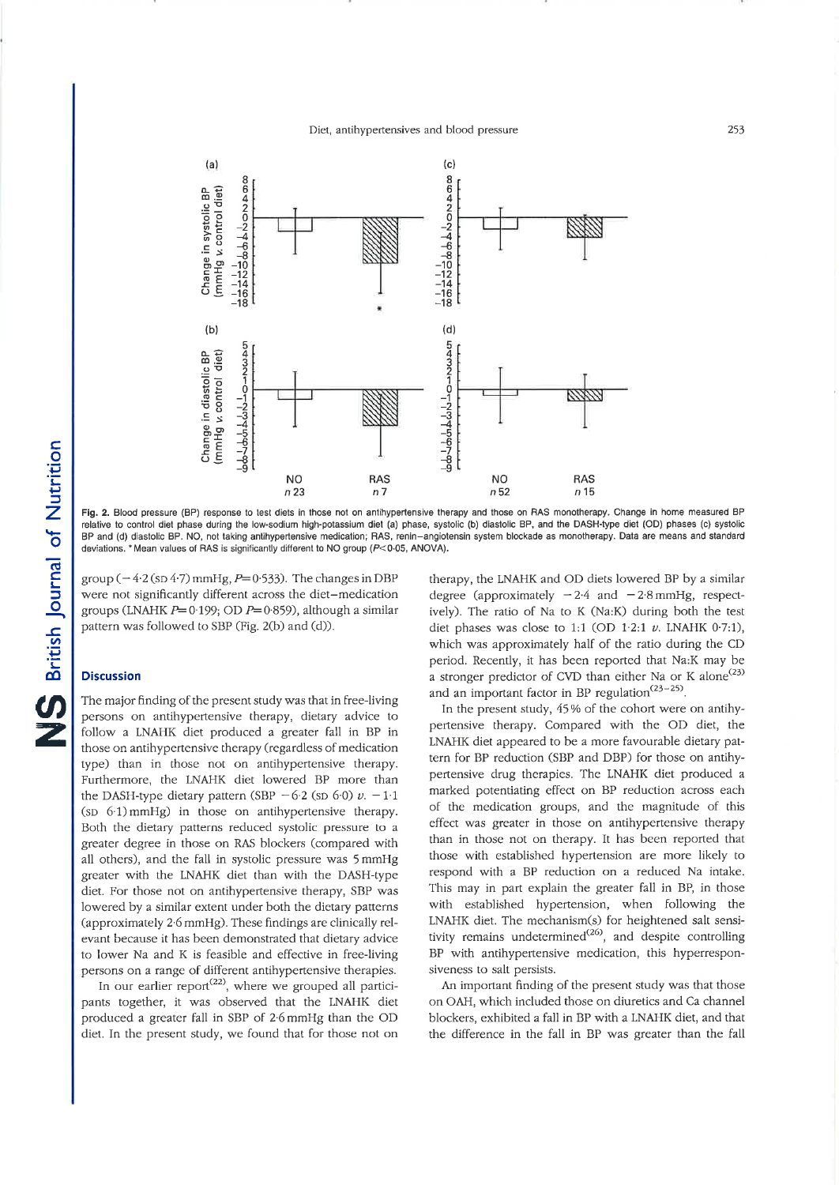Fig. 2. Blood pressure (BP) response to test diets in those not on antihypertensive therapy and those on RAS monotherapy. Change in home measured BP relative to control diet phase during the low-sodium high-potassium diet (a) phase, systolic (b) diastolic BP, and the DASH-type diet (OD) phases (c) systolic BP and (d) diastolic BP. NO, not taking antihypertensive medication; RAS, renin–angiotensin system blockade as monotherapy. Data are means and standard deviations. * Mean values of RAS is significantly different to NO group ($P<0.05$, ANOVA).

group (−4·2 (SD 4·7) mmHg, $P=0.533$). The changes in DBP were not significantly different across the diet–medication groups (LNAHK $P=0.199$; OD $P=0.859$), although a similar pattern was followed to SBP (Fig. 2(b) and (d)).

## Discussion

The major finding of the present study was that in free-living persons on antihypertensive therapy, dietary advice to follow a LNAHK diet produced a greater fall in BP in those on antihypertensive therapy (regardless of medication type) than in those not on antihypertensive therapy. Furthermore, the LNAHK diet lowered BP more than the DASH-type dietary pattern (SBP −6·2 (SD 6·0) *v.* −1·1 (SD 6·1) mmHg) in those on antihypertensive therapy. Both the dietary patterns reduced systolic pressure to a greater degree in those on RAS blockers (compared with all others), and the fall in systolic pressure was 5 mmHg greater with the LNAHK diet than with the DASH-type diet. For those not on antihypertensive therapy, SBP was lowered by a similar extent under both the dietary patterns (approximately 2·6 mmHg). These findings are clinically relevant because it has been demonstrated that dietary advice to lower Na and K is feasible and effective in free-living persons on a range of different antihypertensive therapies.

In our earlier report[22], where we grouped all participants together, it was observed that the LNAHK diet produced a greater fall in SBP of 2·6 mmHg than the OD diet. In the present study, we found that for those not on therapy, the LNAHK and OD diets lowered BP by a similar degree (approximately −2·4 and −2·8 mmHg, respectively). The ratio of Na to K (Na:K) during both the test diet phases was close to 1:1 (OD 1·2:1 *v.* LNAHK 0·7:1), which was approximately half of the ratio during the CD period. Recently, it has been reported that Na:K may be a stronger predictor of CVD than either Na or K alone[23] and an important factor in BP regulation[23–25].

In the present study, 45 % of the cohort were on antihypertensive therapy. Compared with the OD diet, the LNAHK diet appeared to be a more favourable dietary pattern for BP reduction (SBP and DBP) for those on antihypertensive drug therapies. The LNAHK diet produced a marked potentiating effect on BP reduction across each of the medication groups, and the magnitude of this effect was greater in those on antihypertensive therapy than in those not on therapy. It has been reported that those with established hypertension are more likely to respond with a BP reduction on a reduced Na intake. This may in part explain the greater fall in BP, in those with established hypertension, when following the LNAHK diet. The mechanism(s) for heightened salt sensitivity remains undetermined[26], and despite controlling BP with antihypertensive medication, this hyperresponsiveness to salt persists.

An important finding of the present study was that those on OAH, which included those on diuretics and Ca channel blockers, exhibited a fall in BP with a LNAHK diet, and that the difference in the fall in BP was greater than the fall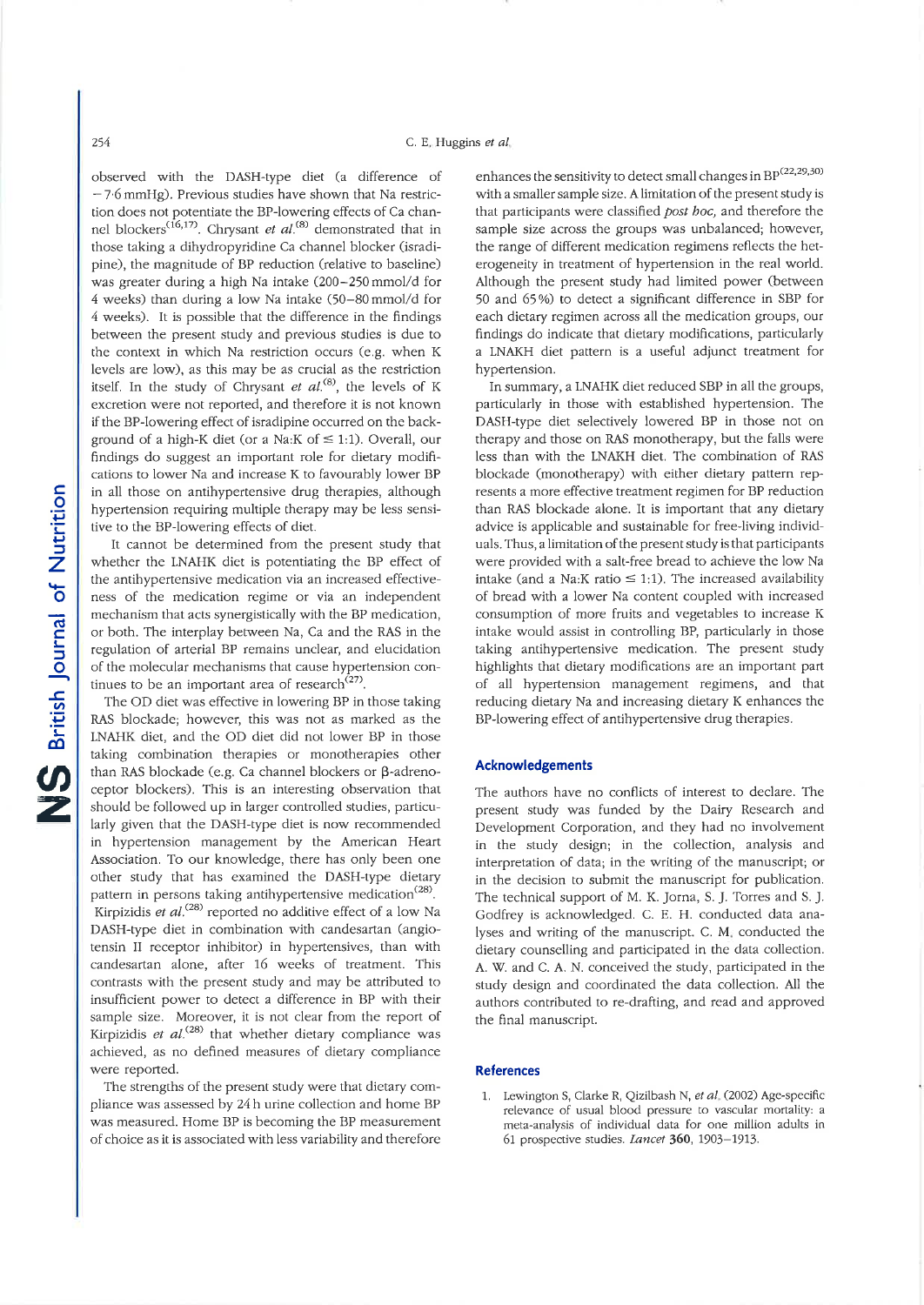observed with the DASH-type diet (a difference of −7·6 mmHg). Previous studies have shown that Na restriction does not potentiate the BP-lowering effects of Ca channel blockers[16,17]. Chrysant *et al.*[8] demonstrated that in those taking a dihydropyridine Ca channel blocker (isradipine), the magnitude of BP reduction (relative to baseline) was greater during a high Na intake (200–250 mmol/d for 4 weeks) than during a low Na intake (50–80 mmol/d for 4 weeks). It is possible that the difference in the findings between the present study and previous studies is due to the context in which Na restriction occurs (e.g. when K levels are low), as this may be as crucial as the restriction itself. In the study of Chrysant *et al.*[8], the levels of K excretion were not reported, and therefore it is not known if the BP-lowering effect of isradipine occurred on the background of a high-K diet (or a Na:K of ≤ 1:1). Overall, our findings do suggest an important role for dietary modifications to lower Na and increase K to favourably lower BP in all those on antihypertensive drug therapies, although hypertension requiring multiple therapy may be less sensitive to the BP-lowering effects of diet.

It cannot be determined from the present study that whether the LNAHK diet is potentiating the BP effect of the antihypertensive medication via an increased effectiveness of the medication regime or via an independent mechanism that acts synergistically with the BP medication, or both. The interplay between Na, Ca and the RAS in the regulation of arterial BP remains unclear, and elucidation of the molecular mechanisms that cause hypertension continues to be an important area of research[27].

The OD diet was effective in lowering BP in those taking RAS blockade; however, this was not as marked as the LNAHK diet, and the OD diet did not lower BP in those taking combination therapies or monotherapies other than RAS blockade (e.g. Ca channel blockers or β-adrenoceptor blockers). This is an interesting observation that should be followed up in larger controlled studies, particularly given that the DASH-type diet is now recommended in hypertension management by the American Heart Association. To our knowledge, there has only been one other study that has examined the DASH-type dietary pattern in persons taking antihypertensive medication[28]. Kirpizidis *et al.*[28] reported no additive effect of a low Na DASH-type diet in combination with candesartan (angiotensin II receptor inhibitor) in hypertensives, than with candesartan alone, after 16 weeks of treatment. This contrasts with the present study and may be attributed to insufficient power to detect a difference in BP with their sample size. Moreover, it is not clear from the report of Kirpizidis *et al.*[28] that whether dietary compliance was achieved, as no defined measures of dietary compliance were reported.

The strengths of the present study were that dietary compliance was assessed by 24 h urine collection and home BP was measured. Home BP is becoming the BP measurement of choice as it is associated with less variability and therefore enhances the sensitivity to detect small changes in BP[22,29,30] with a smaller sample size. A limitation of the present study is that participants were classified *post hoc*, and therefore the sample size across the groups was unbalanced; however, the range of different medication regimens reflects the heterogeneity in treatment of hypertension in the real world. Although the present study had limited power (between 50 and 65 %) to detect a significant difference in SBP for each dietary regimen across all the medication groups, our findings do indicate that dietary modifications, particularly a LNAHK diet pattern is a useful adjunct treatment for hypertension.

In summary, a LNAHK diet reduced SBP in all the groups, particularly in those with established hypertension. The DASH-type diet selectively lowered BP in those not on therapy and those on RAS monotherapy, but the falls were less than with the LNAKH diet. The combination of RAS blockade (monotherapy) with either dietary pattern represents a more effective treatment regimen for BP reduction than RAS blockade alone. It is important that any dietary advice is applicable and sustainable for free-living individuals. Thus, a limitation of the present study is that participants were provided with a salt-free bread to achieve the low Na intake (and a Na:K ratio ≤ 1:1). The increased availability of bread with a lower Na content coupled with increased consumption of more fruits and vegetables to increase K intake would assist in controlling BP, particularly in those taking antihypertensive medication. The present study highlights that dietary modifications are an important part of all hypertension management regimens, and that reducing dietary Na and increasing dietary K enhances the BP-lowering effect of antihypertensive drug therapies.

## Acknowledgements

The authors have no conflicts of interest to declare. The present study was funded by the Dairy Research and Development Corporation, and they had no involvement in the study design; in the collection, analysis and interpretation of data; in the writing of the manuscript; or in the decision to submit the manuscript for publication. The technical support of M. K. Jorna, S. J. Torres and S. J. Godfrey is acknowledged. C. E. H. conducted data analyses and writing of the manuscript. C. M. conducted the dietary counselling and participated in the data collection. A. W. and C. A. N. conceived the study, participated in the study design and coordinated the data collection. All the authors contributed to re-drafting, and read and approved the final manuscript.

## References

1. Lewington S, Clarke R, Qizilbash N, *et al.* (2002) Age-specific relevance of usual blood pressure to vascular mortality: a meta-analysis of individual data for one million adults in 61 prospective studies. *Lancet* **360**, 1903–1913.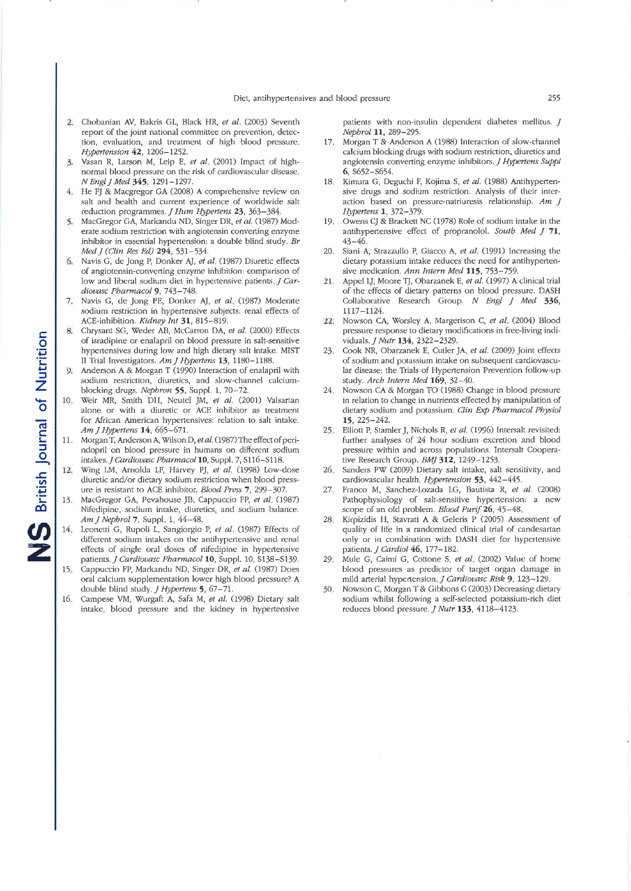2. Chobanian AV, Bakris GL, Black HR, *et al.* (2003) Seventh report of the joint national committee on prevention, detection, evaluation, and treatment of high blood pressure. *Hypertension* **42**, 1206–1252.
3. Vasan R, Larson M, Leip E, *et al.* (2001) Impact of high-normal blood pressure on the risk of cardiovascular disease. *N Engl J Med* **345**, 1291–1297.
4. He FJ & Macgregor GA (2008) A comprehensive review on salt and health and current experience of worldwide salt reduction programmes. *J Hum Hypertens* **23**, 363–384.
5. MacGregor GA, Markandu ND, Singer DR, *et al.* (1987) Moderate sodium restriction with angiotensin converting enzyme inhibitor in essential hypertension: a double blind study. *Br Med J (Clin Res Ed)* **294**, 531–534.
6. Navis G, de Jong P, Donker AJ, *et al.* (1987) Diuretic effects of angiotensin-converting enzyme inhibition: comparison of low and liberal sodium diet in hypertensive patients. *J Cardiovasc Pharmacol* **9**, 743–748.
7. Navis G, de Jong PE, Donker AJ, *et al.* (1987) Moderate sodium restriction in hypertensive subjects: renal effects of ACE-inhibition. *Kidney Int* **31**, 815–819.
8. Chrysant SG, Weder AB, McCarron DA, *et al.* (2000) Effects of isradipine or enalapril on blood pressure in salt-sensitive hypertensives during low and high dietary salt intake. MIST II Trial Investigators. *Am J Hypertens* **13**, 1180–1188.
9. Anderson A & Morgan T (1990) Interaction of enalapril with sodium restriction, diuretics, and slow-channel calcium-blocking drugs. *Nephron* **55**, Suppl. 1, 70–72.
10. Weir MR, Smith DH, Neutel JM, *et al.* (2001) Valsartan alone or with a diuretic or ACE inhibitor as treatment for African American hypertensives: relation to salt intake. *Am J Hypertens* **14**, 665–671.
11. Morgan T, Anderson A, Wilson D, *et al.* (1987) The effect of perindopril on blood pressure in humans on different sodium intakes. *J Cardiovasc Pharmacol* **10**, Suppl. 7, S116–S118.
12. Wing LM, Arnolda LF, Harvey PJ, *et al.* (1998) Low-dose diuretic and/or dietary sodium restriction when blood pressure is resistant to ACE inhibitor. *Blood Press* **7**, 299–307.
13. MacGregor GA, Pevahouse JB, Cappuccio FP, *et al.* (1987) Nifedipine, sodium intake, diuretics, and sodium balance. *Am J Nephrol* **7**, Suppl. 1, 44–48.
14. Leonetti G, Rupoli L, Sangiorgio P, *et al.* (1987) Effects of different sodium intakes on the antihypertensive and renal effects of single oral doses of nifedipine in hypertensive patients. *J Cardiovasc Pharmacol* **10**, Suppl. 10, S138–S139.
15. Cappuccio FP, Markandu ND, Singer DR, *et al.* (1987) Does oral calcium supplementation lower high blood pressure? A double blind study. *J Hypertens* **5**, 67–71.
16. Campese VM, Wurgaft A, Safa M, *et al.* (1998) Dietary salt intake, blood pressure and the kidney in hypertensive patients with non-insulin dependent diabetes mellitus. *J Nephrol* **11**, 289–295.
17. Morgan T & Anderson A (1988) Interaction of slow-channel calcium blocking drugs with sodium restriction, diuretics and angiotensin converting enzyme inhibitors. *J Hypertens Suppl* **6**, S652–S654.
18. Kimura G, Deguchi F, Kojima S, *et al.* (1988) Antihypertensive drugs and sodium restriction. Analysis of their interaction based on pressure-natriuresis relationship. *Am J Hypertens* **1**, 372–379.
19. Owens CJ & Brackett NC (1978) Role of sodium intake in the antihypertensive effect of propranolol. *South Med J* **71**, 43–46.
20. Siani A, Strazzullo P, Giacco A, *et al.* (1991) Increasing the dietary potassium intake reduces the need for antihypertensive medication. *Ann Intern Med* **115**, 753–759.
21. Appel LJ, Moore TJ, Obarzanek E, *et al.* (1997) A clinical trial of the effects of dietary patterns on blood pressure. DASH Collaborative Research Group. *N Engl J Med* **336**, 1117–1124.
22. Nowson CA, Worsley A, Margerison C, *et al.* (2004) Blood pressure response to dietary modifications in free-living individuals. *J Nutr* **134**, 2322–2329.
23. Cook NR, Obarzanek E, Cutler JA, *et al.* (2009) Joint effects of sodium and potassium intake on subsequent cardiovascular disease: the Trials of Hypertension Prevention follow-up study. *Arch Intern Med* **169**, 32–40.
24. Nowson CA & Morgan TO (1988) Change in blood pressure in relation to change in nutrients effected by manipulation of dietary sodium and potassium. *Clin Exp Pharmacol Physiol* **15**, 225–242.
25. Elliott P, Stamler J, Nichols R, *et al.* (1996) Intersalt revisited: further analyses of 24 hour sodium excretion and blood pressure within and across populations. Intersalt Cooperative Research Group. *BMJ* **312**, 1249–1253.
26. Sanders PW (2009) Dietary salt intake, salt sensitivity, and cardiovascular health. *Hypertension* **53**, 442–445.
27. Franco M, Sanchez-Lozada LG, Bautista R, *et al.* (2008) Pathophysiology of salt-sensitive hypertension: a new scope of an old problem. *Blood Purif* **26**, 45–48.
28. Kirpizidis H, Stavrati A & Geleris P (2005) Assessment of quality of life in a randomized clinical trial of candesartan only or in combination with DASH diet for hypertensive patients. *J Cardiol* **46**, 177–182.
29. Mule G, Caimi G, Cottone S, *et al.* (2002) Value of home blood pressures as predictor of target organ damage in mild arterial hypertension. *J Cardiovasc Risk* **9**, 123–129.
30. Nowson C, Morgan T & Gibbons C (2003) Decreasing dietary sodium whilst following a self-selected potassium-rich diet reduces blood pressure. *J Nutr* **133**, 4118–4123.